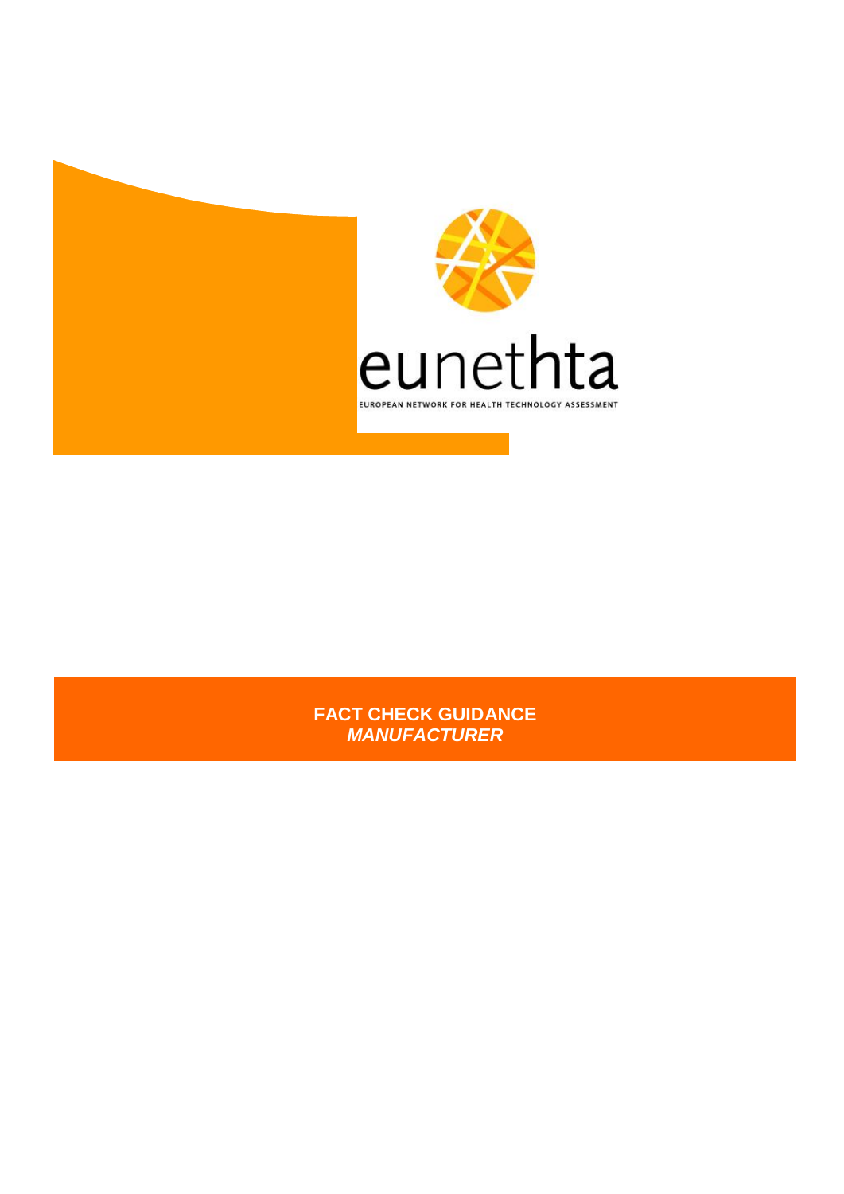eunethta

EUROPEAN NETWORK FOR HEALTH TECHNOLOGY ASSESSMENT

# FACT CHECK GUIDANCE
## *MANUFACTURER*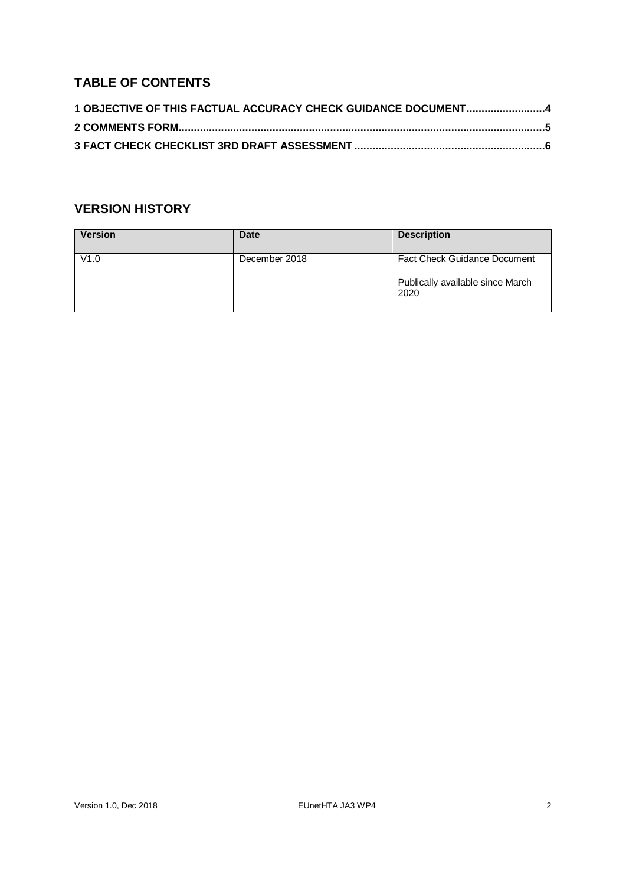## TABLE OF CONTENTS

**1 OBJECTIVE OF THIS FACTUAL ACCURACY CHECK GUIDANCE DOCUMENT..........................4**

**2 COMMENTS FORM........................................................................................................................5**

**3 FACT CHECK CHECKLIST 3RD DRAFT ASSESSMENT ..............................................................6**

## VERSION HISTORY

| Version | Date | Description |
|---|---|---|
| V1.0 | December 2018 | Fact Check Guidance Document<br><br>Publically available since March 2020 |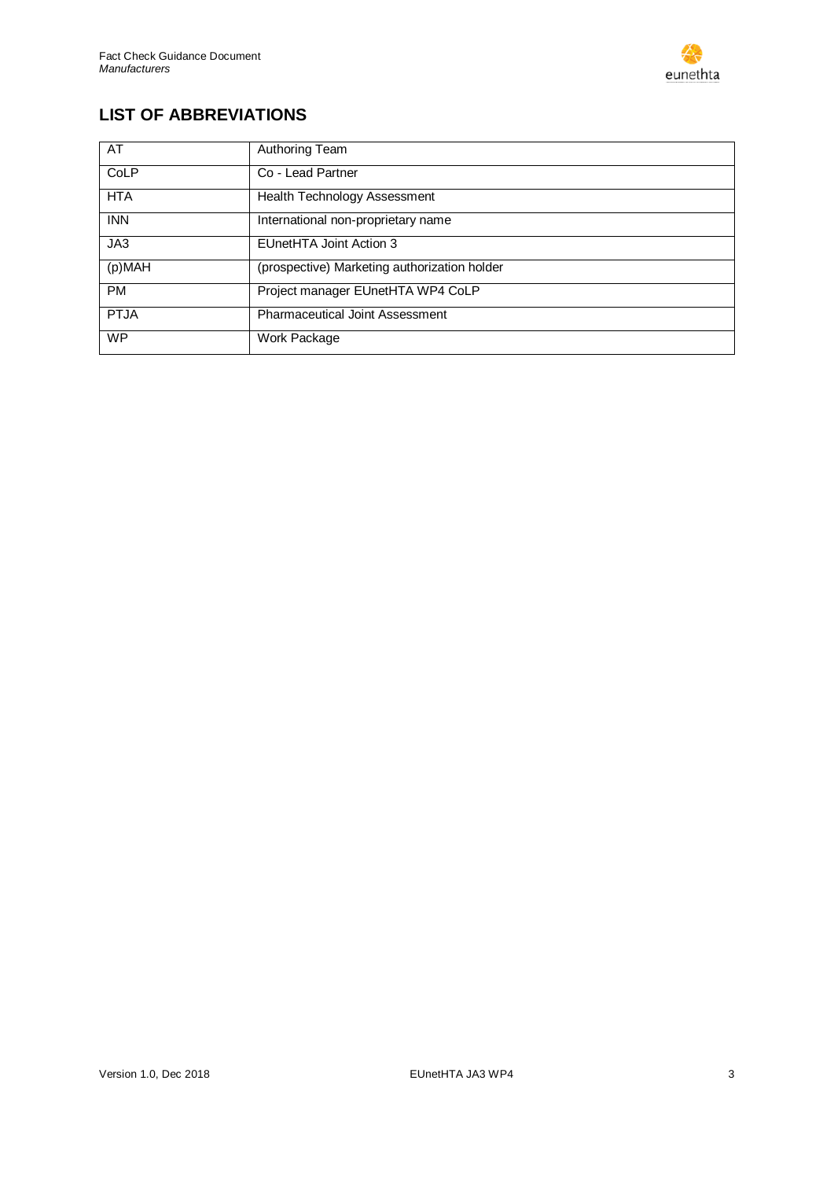## LIST OF ABBREVIATIONS

| | |
|---|---|
| AT | Authoring Team |
| CoLP | Co - Lead Partner |
| HTA | Health Technology Assessment |
| INN | International non-proprietary name |
| JA3 | EUnetHTA Joint Action 3 |
| (p)MAH | (prospective) Marketing authorization holder |
| PM | Project manager EUnetHTA WP4 CoLP |
| PTJA | Pharmaceutical Joint Assessment |
| WP | Work Package |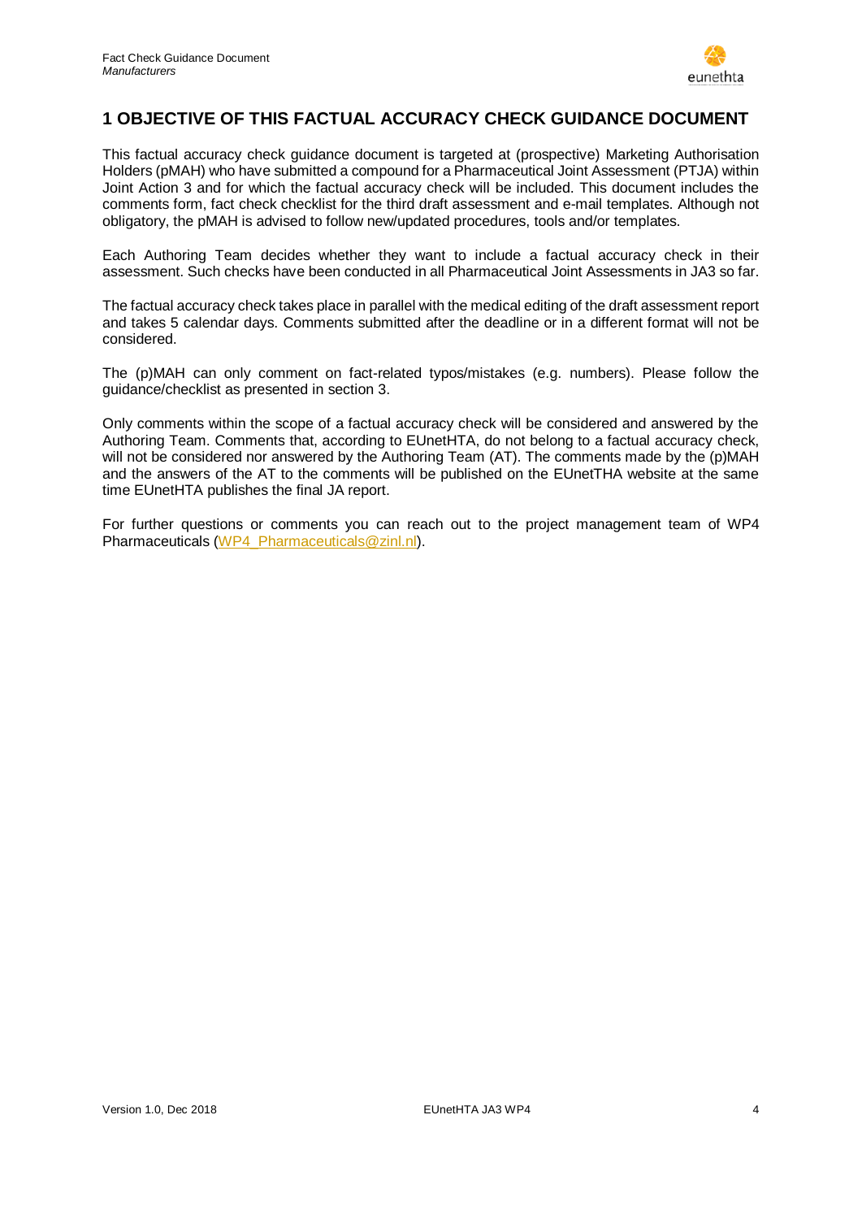# 1 OBJECTIVE OF THIS FACTUAL ACCURACY CHECK GUIDANCE DOCUMENT

This factual accuracy check guidance document is targeted at (prospective) Marketing Authorisation Holders (pMAH) who have submitted a compound for a Pharmaceutical Joint Assessment (PTJA) within Joint Action 3 and for which the factual accuracy check will be included. This document includes the comments form, fact check checklist for the third draft assessment and e-mail templates. Although not obligatory, the pMAH is advised to follow new/updated procedures, tools and/or templates.

Each Authoring Team decides whether they want to include a factual accuracy check in their assessment. Such checks have been conducted in all Pharmaceutical Joint Assessments in JA3 so far.

The factual accuracy check takes place in parallel with the medical editing of the draft assessment report and takes 5 calendar days. Comments submitted after the deadline or in a different format will not be considered.

The (p)MAH can only comment on fact-related typos/mistakes (e.g. numbers). Please follow the guidance/checklist as presented in section 3.

Only comments within the scope of a factual accuracy check will be considered and answered by the Authoring Team. Comments that, according to EUnetHTA, do not belong to a factual accuracy check, will not be considered nor answered by the Authoring Team (AT). The comments made by the (p)MAH and the answers of the AT to the comments will be published on the EUnetTHA website at the same time EUnetHTA publishes the final JA report.

For further questions or comments you can reach out to the project management team of WP4 Pharmaceuticals (WP4_Pharmaceuticals@zinl.nl).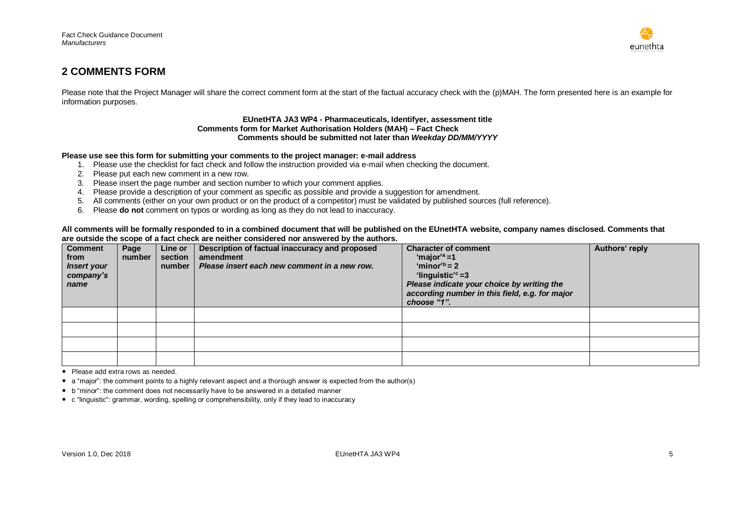## 2 COMMENTS FORM

Please note that the Project Manager will share the correct comment form at the start of the factual accuracy check with the (p)MAH. The form presented here is an example for information purposes.

**EUnetHTA JA3 WP4 - Pharmaceuticals, Identifyer, assessment title**
**Comments form for Market Authorisation Holders (MAH) – Fact Check**
**Comments should be submitted not later than *Weekday DD/MM/YYYY***

**Please use see this form for submitting your comments to the project manager: e-mail address**

1. Please use the checklist for fact check and follow the instruction provided via e-mail when checking the document.
2. Please put each new comment in a new row.
3. Please insert the page number and section number to which your comment applies.
4. Please provide a description of your comment as specific as possible and provide a suggestion for amendment.
5. All comments (either on your own product or on the product of a competitor) must be validated by published sources (full reference).
6. Please **do not** comment on typos or wording as long as they do not lead to inaccuracy.

**All comments will be formally responded to in a combined document that will be published on the EUnetHTA website, company names disclosed. Comments that are outside the scope of a fact check are neither considered nor answered by the authors.**

| **Comment from** ***Insert your company's name*** | **Page number** | **Line or section number** | **Description of factual inaccuracy and proposed amendment** ***Please insert each new comment in a new row.*** | **Character of comment** **'major'[a] =1** **'minor'[b] = 2** **'linguistic'[c] =3** ***Please indicate your choice by writing the according number in this field, e.g. for major choose "1".*** | **Authors' reply** |
|---|---|---|---|---|---|
| | | | | | |
| | | | | | |
| | | | | | |
| | | | | | |

- Please add extra rows as needed.
- a "major": the comment points to a highly relevant aspect and a thorough answer is expected from the author(s)
- b "minor": the comment does not necessarily have to be answered in a detailed manner
- c "linguistic": grammar, wording, spelling or comprehensibility, only if they lead to inaccuracy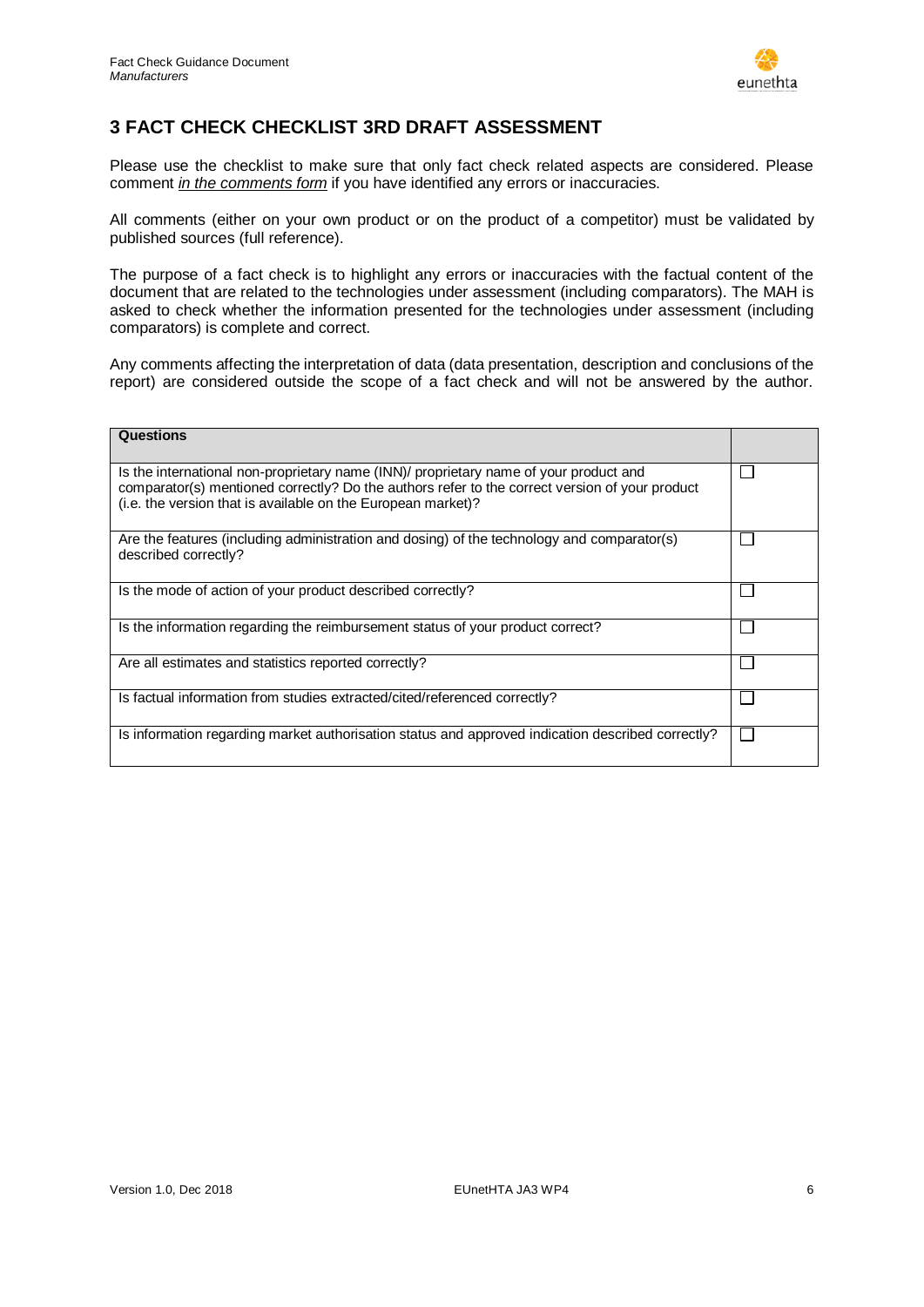## 3 FACT CHECK CHECKLIST 3RD DRAFT ASSESSMENT

Please use the checklist to make sure that only fact check related aspects are considered. Please comment *in the comments form* if you have identified any errors or inaccuracies.

All comments (either on your own product or on the product of a competitor) must be validated by published sources (full reference).

The purpose of a fact check is to highlight any errors or inaccuracies with the factual content of the document that are related to the technologies under assessment (including comparators). The MAH is asked to check whether the information presented for the technologies under assessment (including comparators) is complete and correct.

Any comments affecting the interpretation of data (data presentation, description and conclusions of the report) are considered outside the scope of a fact check and will not be answered by the author.

| **Questions** | |
|---|---|
| Is the international non-proprietary name (INN)/ proprietary name of your product and comparator(s) mentioned correctly? Do the authors refer to the correct version of your product (i.e. the version that is available on the European market)? | ☐ |
| Are the features (including administration and dosing) of the technology and comparator(s) described correctly? | ☐ |
| Is the mode of action of your product described correctly? | ☐ |
| Is the information regarding the reimbursement status of your product correct? | ☐ |
| Are all estimates and statistics reported correctly? | ☐ |
| Is factual information from studies extracted/cited/referenced correctly? | ☐ |
| Is information regarding market authorisation status and approved indication described correctly? | ☐ |